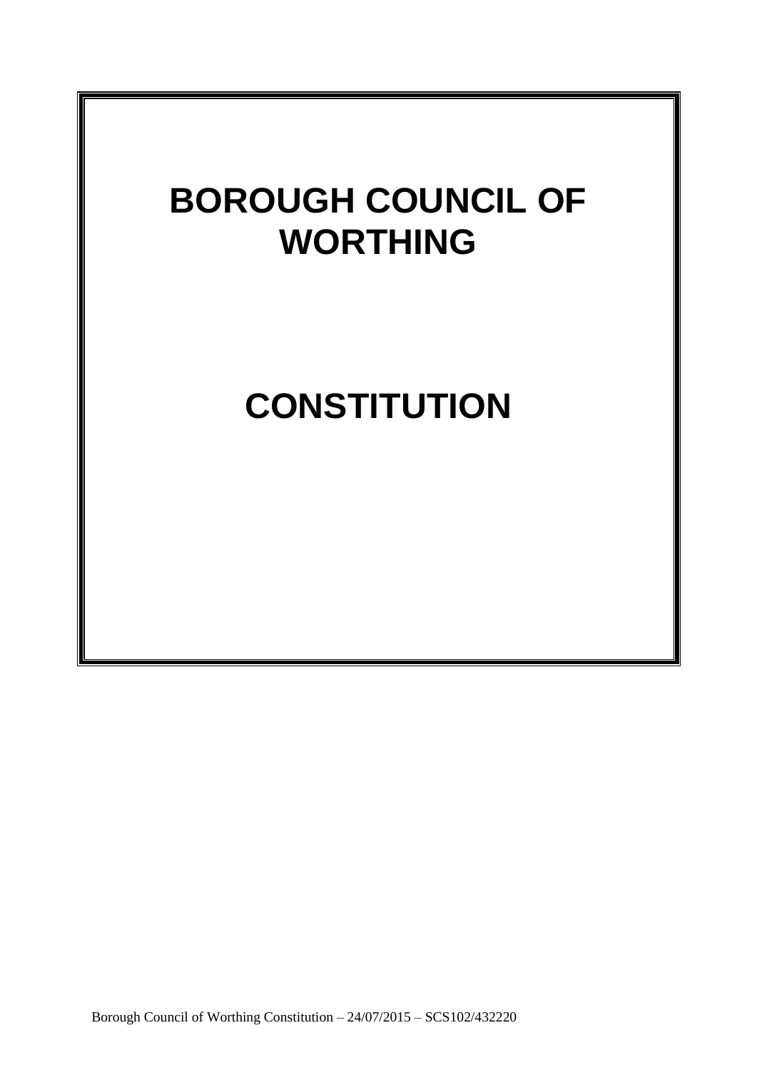# BOROUGH COUNCIL OF WORTHING

# CONSTITUTION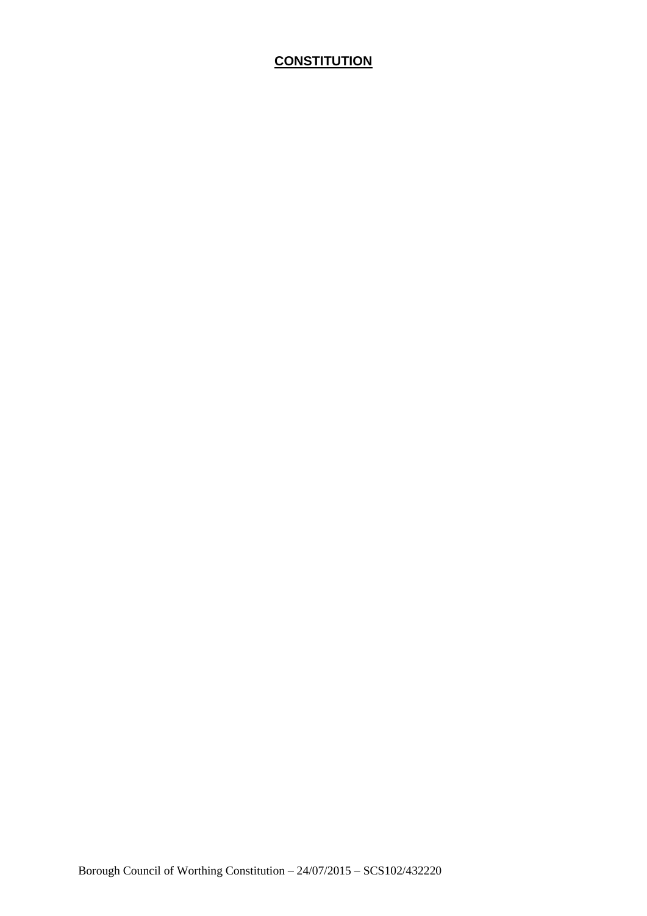# CONSTITUTION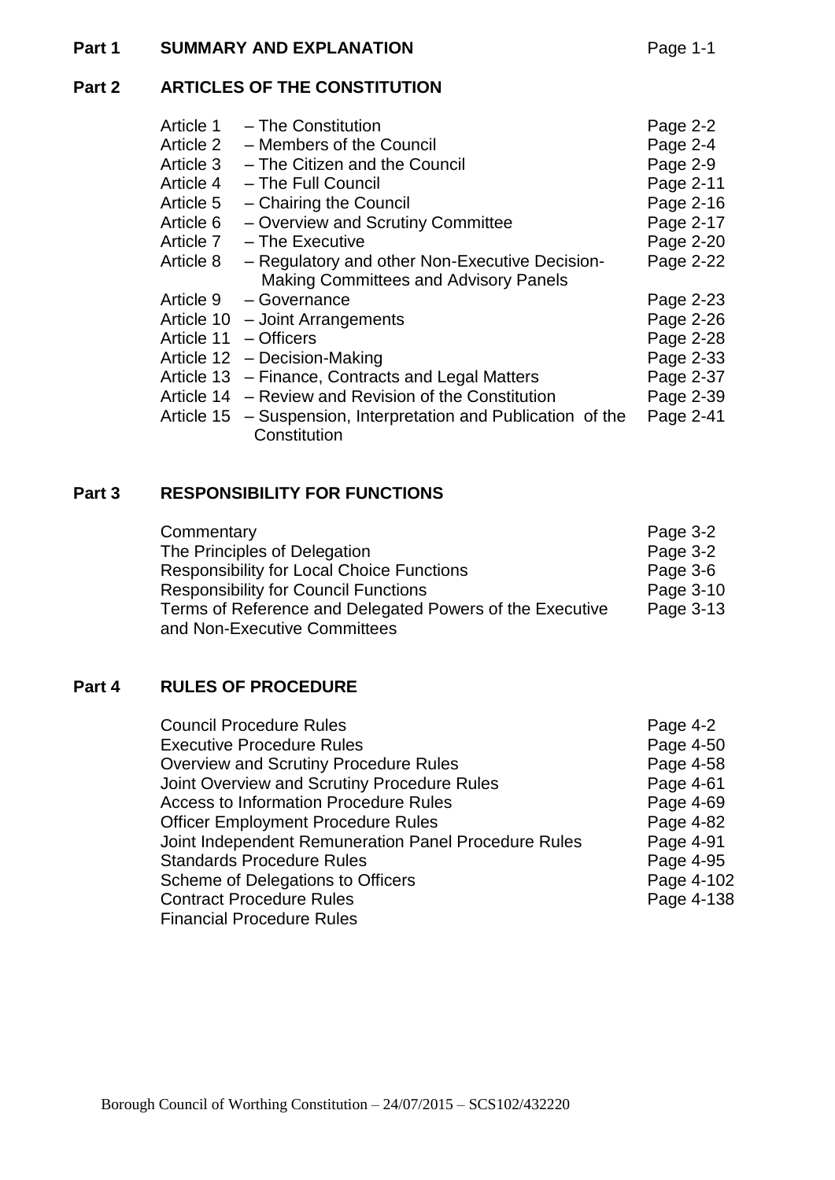**Part 1 SUMMARY AND EXPLANATION** Page 1-1

**Part 2 ARTICLES OF THE CONSTITUTION**

| | | |
|---|---|---|
| Article 1 | – The Constitution | Page 2-2 |
| Article 2 | – Members of the Council | Page 2-4 |
| Article 3 | – The Citizen and the Council | Page 2-9 |
| Article 4 | – The Full Council | Page 2-11 |
| Article 5 | – Chairing the Council | Page 2-16 |
| Article 6 | – Overview and Scrutiny Committee | Page 2-17 |
| Article 7 | – The Executive | Page 2-20 |
| Article 8 | – Regulatory and other Non-Executive Decision-Making Committees and Advisory Panels | Page 2-22 |
| Article 9 | – Governance | Page 2-23 |
| Article 10 | – Joint Arrangements | Page 2-26 |
| Article 11 | – Officers | Page 2-28 |
| Article 12 | – Decision-Making | Page 2-33 |
| Article 13 | – Finance, Contracts and Legal Matters | Page 2-37 |
| Article 14 | – Review and Revision of the Constitution | Page 2-39 |
| Article 15 | – Suspension, Interpretation and Publication of the Constitution | Page 2-41 |

**Part 3 RESPONSIBILITY FOR FUNCTIONS**

| | |
|---|---|
| Commentary | Page 3-2 |
| The Principles of Delegation | Page 3-2 |
| Responsibility for Local Choice Functions | Page 3-6 |
| Responsibility for Council Functions | Page 3-10 |
| Terms of Reference and Delegated Powers of the Executive and Non-Executive Committees | Page 3-13 |

**Part 4 RULES OF PROCEDURE**

| | |
|---|---|
| Council Procedure Rules | Page 4-2 |
| Executive Procedure Rules | Page 4-50 |
| Overview and Scrutiny Procedure Rules | Page 4-58 |
| Joint Overview and Scrutiny Procedure Rules | Page 4-61 |
| Access to Information Procedure Rules | Page 4-69 |
| Officer Employment Procedure Rules | Page 4-82 |
| Joint Independent Remuneration Panel Procedure Rules | Page 4-91 |
| Standards Procedure Rules | Page 4-95 |
| Scheme of Delegations to Officers | Page 4-102 |
| Contract Procedure Rules | Page 4-138 |
| Financial Procedure Rules | |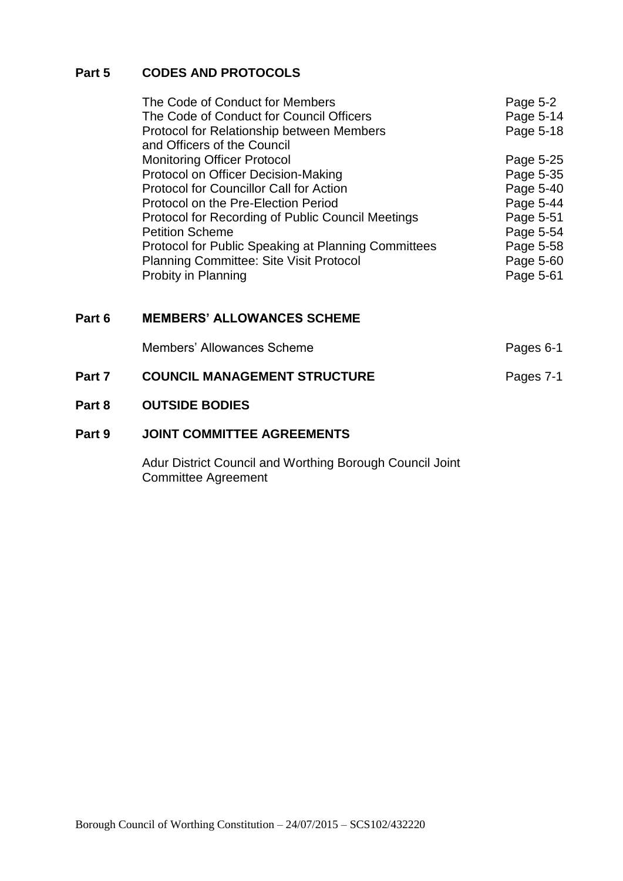## Part 5 CODES AND PROTOCOLS

| | |
|---|---|
| The Code of Conduct for Members | Page 5-2 |
| The Code of Conduct for Council Officers | Page 5-14 |
| Protocol for Relationship between Members and Officers of the Council | Page 5-18 |
| Monitoring Officer Protocol | Page 5-25 |
| Protocol on Officer Decision-Making | Page 5-35 |
| Protocol for Councillor Call for Action | Page 5-40 |
| Protocol on the Pre-Election Period | Page 5-44 |
| Protocol for Recording of Public Council Meetings | Page 5-51 |
| Petition Scheme | Page 5-54 |
| Protocol for Public Speaking at Planning Committees | Page 5-58 |
| Planning Committee: Site Visit Protocol | Page 5-60 |
| Probity in Planning | Page 5-61 |

## Part 6 MEMBERS' ALLOWANCES SCHEME

| | |
|---|---|
| Members' Allowances Scheme | Pages 6-1 |

## Part 7 COUNCIL MANAGEMENT STRUCTURE — Pages 7-1

## Part 8 OUTSIDE BODIES

## Part 9 JOINT COMMITTEE AGREEMENTS

Adur District Council and Worthing Borough Council Joint Committee Agreement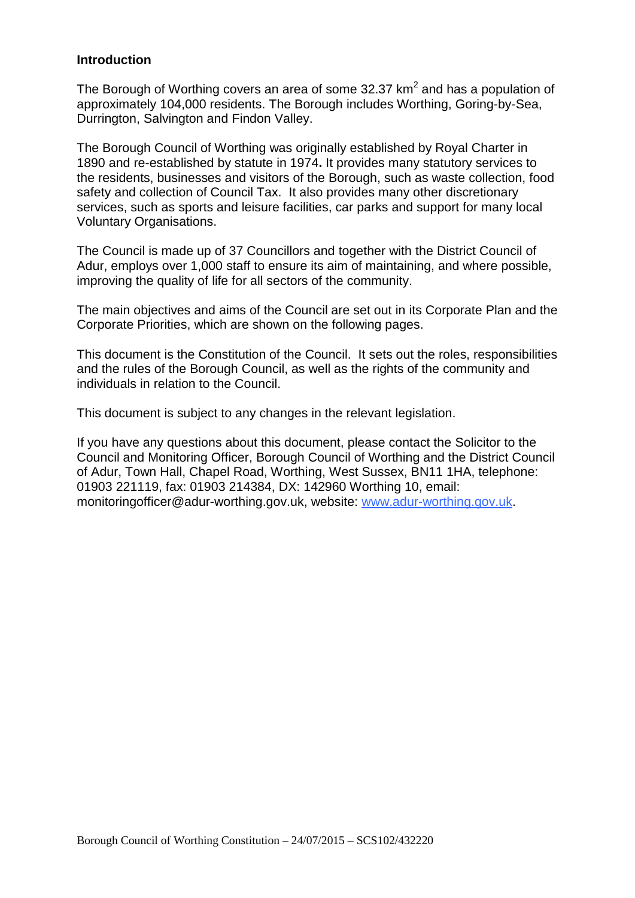**Introduction**

The Borough of Worthing covers an area of some 32.37 $km^2$ and has a population of approximately 104,000 residents. The Borough includes Worthing, Goring-by-Sea, Durrington, Salvington and Findon Valley.

The Borough Council of Worthing was originally established by Royal Charter in 1890 and re-established by statute in 1974**.** It provides many statutory services to the residents, businesses and visitors of the Borough, such as waste collection, food safety and collection of Council Tax. It also provides many other discretionary services, such as sports and leisure facilities, car parks and support for many local Voluntary Organisations.

The Council is made up of 37 Councillors and together with the District Council of Adur, employs over 1,000 staff to ensure its aim of maintaining, and where possible, improving the quality of life for all sectors of the community.

The main objectives and aims of the Council are set out in its Corporate Plan and the Corporate Priorities, which are shown on the following pages.

This document is the Constitution of the Council. It sets out the roles, responsibilities and the rules of the Borough Council, as well as the rights of the community and individuals in relation to the Council.

This document is subject to any changes in the relevant legislation.

If you have any questions about this document, please contact the Solicitor to the Council and Monitoring Officer, Borough Council of Worthing and the District Council of Adur, Town Hall, Chapel Road, Worthing, West Sussex, BN11 1HA, telephone: 01903 221119, fax: 01903 214384, DX: 142960 Worthing 10, email: monitoringofficer@adur-worthing.gov.uk, website: [www.adur-worthing.gov.uk](www.adur-worthing.gov.uk).